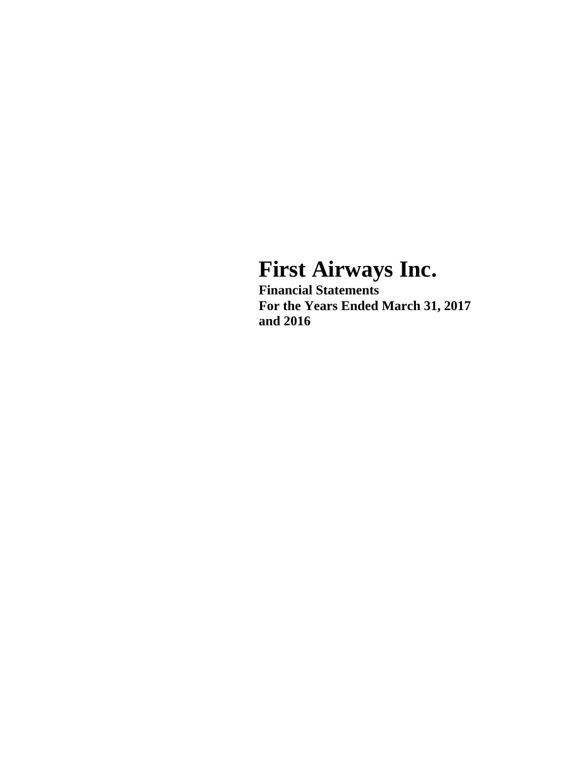# First Airways Inc.

**Financial Statements**
**For the Years Ended March 31, 2017**
**and 2016**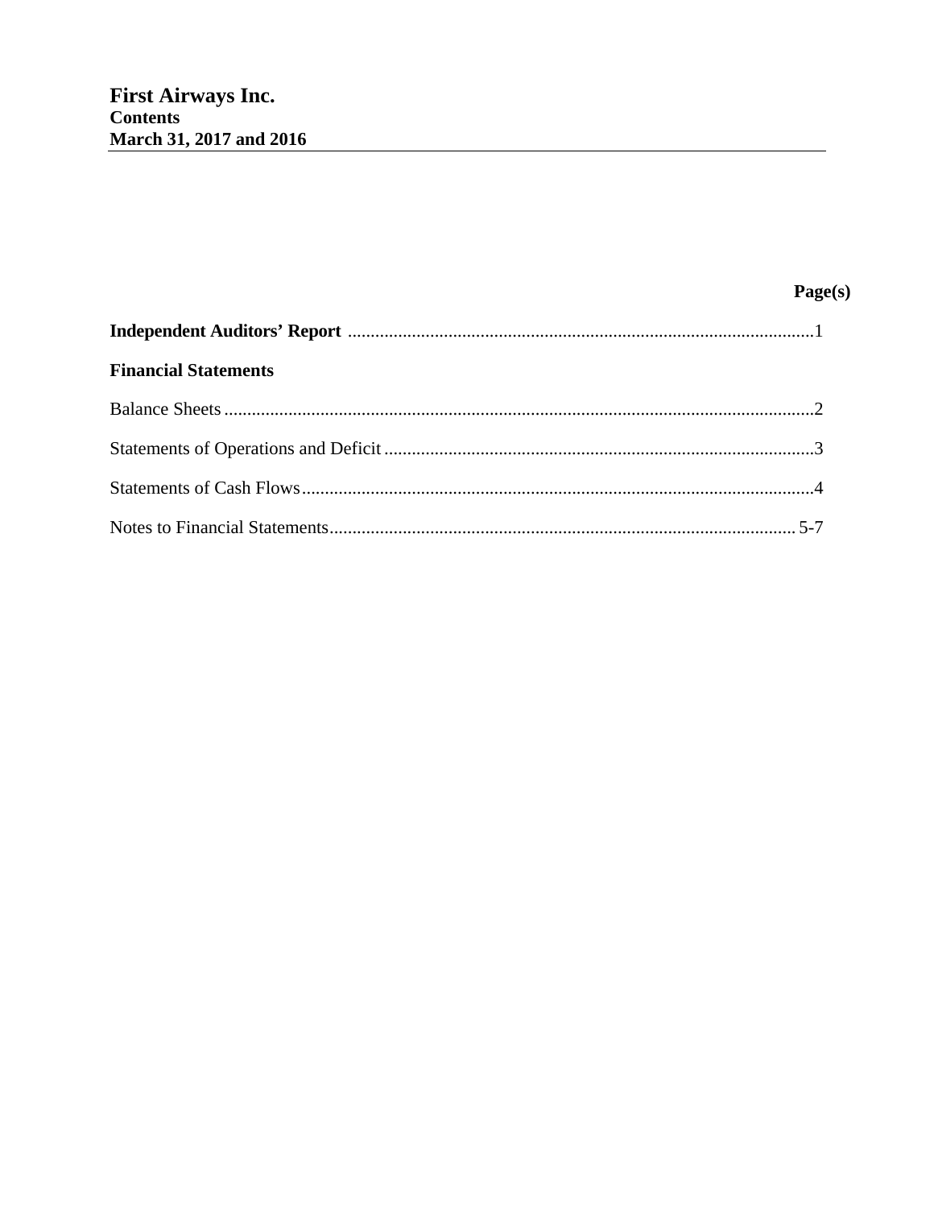# First Airways Inc.
## Contents
## March 31, 2017 and 2016

| | Page(s) |
|---|---|
| **Independent Auditors' Report** | 1 |
| **Financial Statements** | |
| Balance Sheets | 2 |
| Statements of Operations and Deficit | 3 |
| Statements of Cash Flows | 4 |
| Notes to Financial Statements | 5-7 |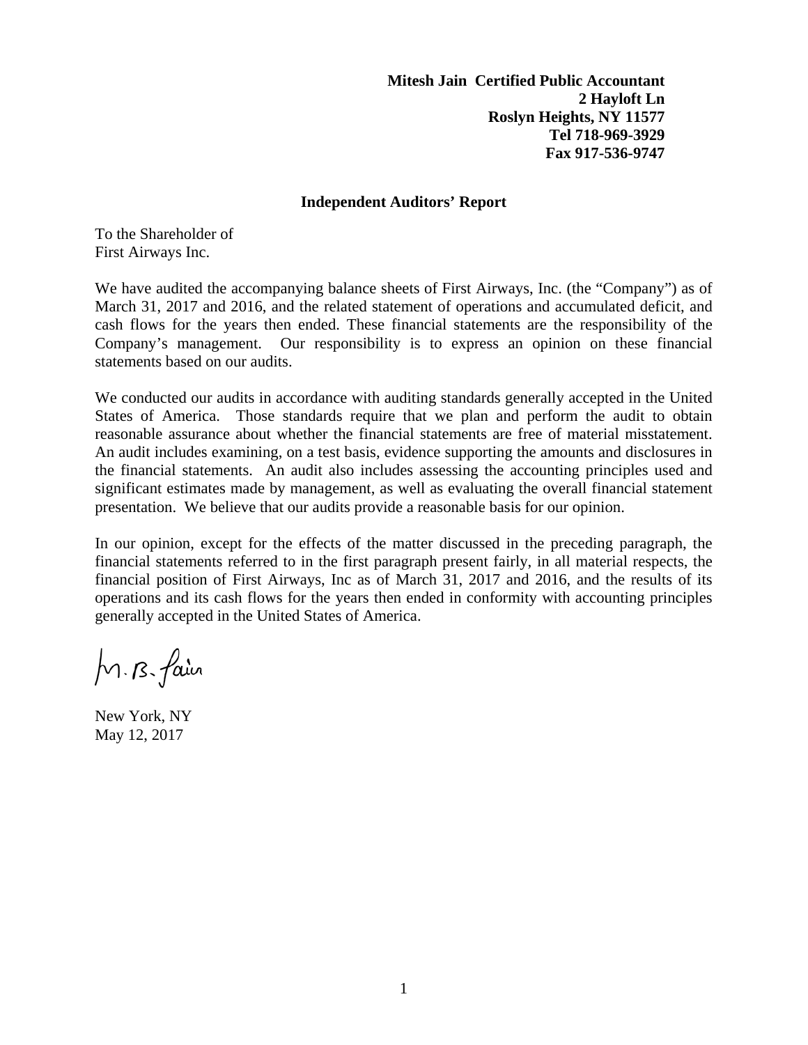**Mitesh Jain Certified Public Accountant**
**2 Hayloft Ln**
**Roslyn Heights, NY 11577**
**Tel 718-969-3929**
**Fax 917-536-9747**

## Independent Auditors' Report

To the Shareholder of
First Airways Inc.

We have audited the accompanying balance sheets of First Airways, Inc. (the "Company") as of March 31, 2017 and 2016, and the related statement of operations and accumulated deficit, and cash flows for the years then ended. These financial statements are the responsibility of the Company's management. Our responsibility is to express an opinion on these financial statements based on our audits.

We conducted our audits in accordance with auditing standards generally accepted in the United States of America. Those standards require that we plan and perform the audit to obtain reasonable assurance about whether the financial statements are free of material misstatement. An audit includes examining, on a test basis, evidence supporting the amounts and disclosures in the financial statements. An audit also includes assessing the accounting principles used and significant estimates made by management, as well as evaluating the overall financial statement presentation. We believe that our audits provide a reasonable basis for our opinion.

In our opinion, except for the effects of the matter discussed in the preceding paragraph, the financial statements referred to in the first paragraph present fairly, in all material respects, the financial position of First Airways, Inc as of March 31, 2017 and 2016, and the results of its operations and its cash flows for the years then ended in conformity with accounting principles generally accepted in the United States of America.

M. B. Jain

New York, NY
May 12, 2017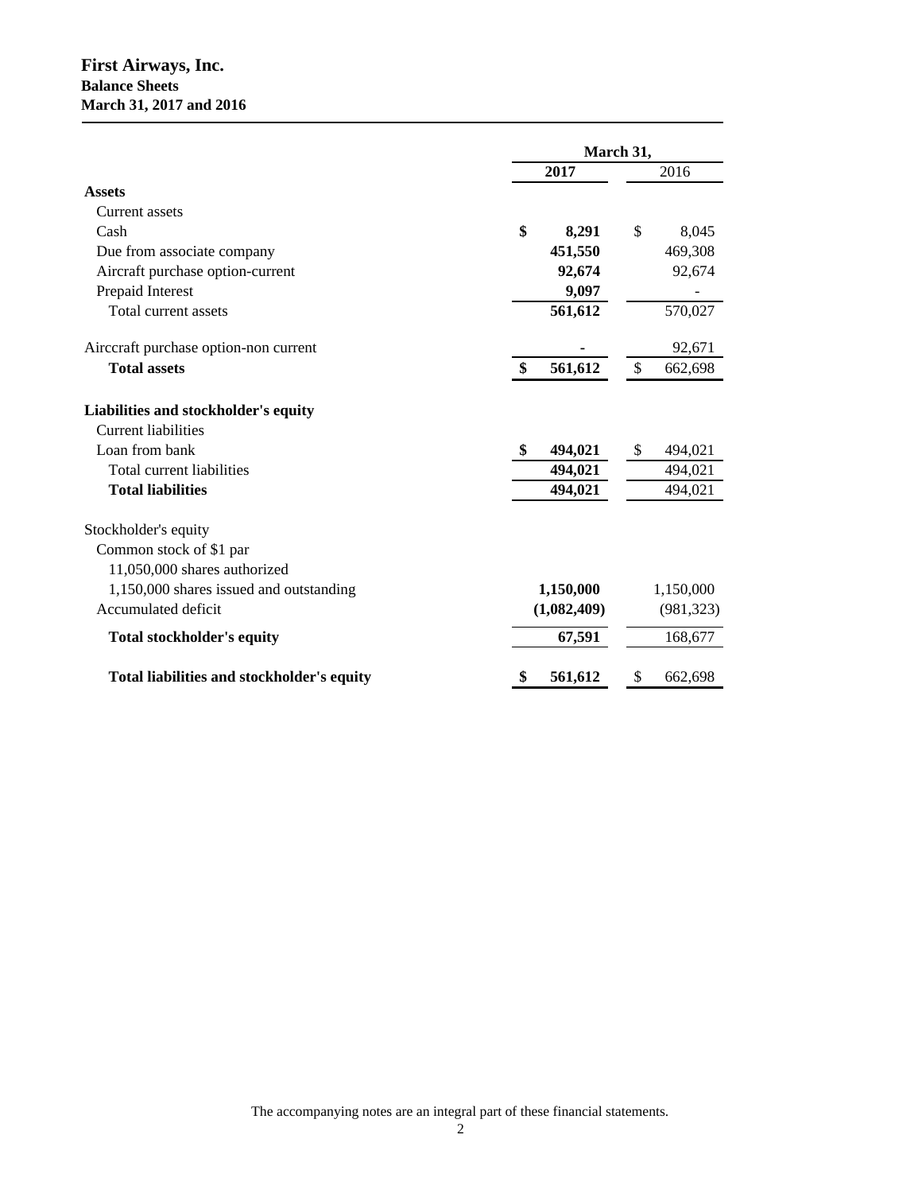# First Airways, Inc.
## Balance Sheets
## March 31, 2017 and 2016

| | March 31, | |
|---|---|---|
| | **2017** | 2016 |
| **Assets** | | |
| Current assets | | |
| Cash | **$ 8,291** | $ 8,045 |
| Due from associate company | **451,550** | 469,308 |
| Aircraft purchase option-current | **92,674** | 92,674 |
| Prepaid Interest | **9,097** | - |
| Total current assets | **561,612** | 570,027 |
| Airccraft purchase option-non current | **-** | 92,671 |
| **Total assets** | **$ 561,612** | $ 662,698 |
| **Liabilities and stockholder's equity** | | |
| Current liabilities | | |
| Loan from bank | **$ 494,021** | $ 494,021 |
| Total current liabilities | **494,021** | 494,021 |
| **Total liabilities** | **494,021** | 494,021 |
| Stockholder's equity | | |
| Common stock of $1 par | | |
| 11,050,000 shares authorized | | |
| 1,150,000 shares issued and outstanding | **1,150,000** | 1,150,000 |
| Accumulated deficit | **(1,082,409)** | (981,323) |
| **Total stockholder's equity** | **67,591** | 168,677 |
| **Total liabilities and stockholder's equity** | **$ 561,612** | $ 662,698 |

The accompanying notes are an integral part of these financial statements.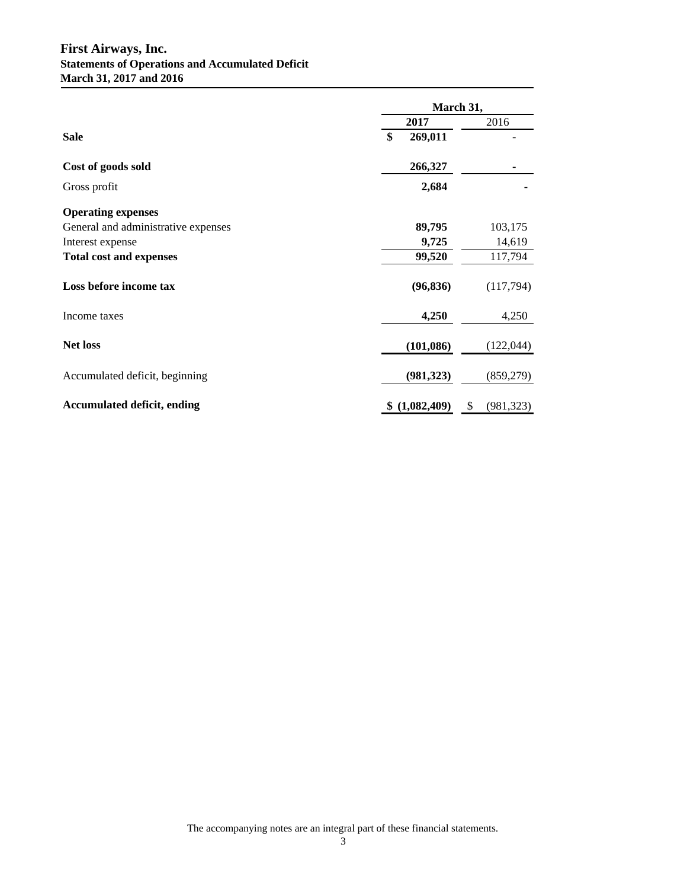# First Airways, Inc.

## Statements of Operations and Accumulated Deficit

### March 31, 2017 and 2016

| | March 31, | |
|---|---|---|
| | 2017 | 2016 |
| **Sale** | **$ 269,011** | - |
| **Cost of goods sold** | **266,327** | - |
| Gross profit | **2,684** | - |
| **Operating expenses** | | |
| General and administrative expenses | **89,795** | 103,175 |
| Interest expense | **9,725** | 14,619 |
| **Total cost and expenses** | **99,520** | 117,794 |
| **Loss before income tax** | **(96,836)** | (117,794) |
| Income taxes | **4,250** | 4,250 |
| **Net loss** | **(101,086)** | (122,044) |
| Accumulated deficit, beginning | **(981,323)** | (859,279) |
| **Accumulated deficit, ending** | **$ (1,082,409)** | $ (981,323) |

The accompanying notes are an integral part of these financial statements.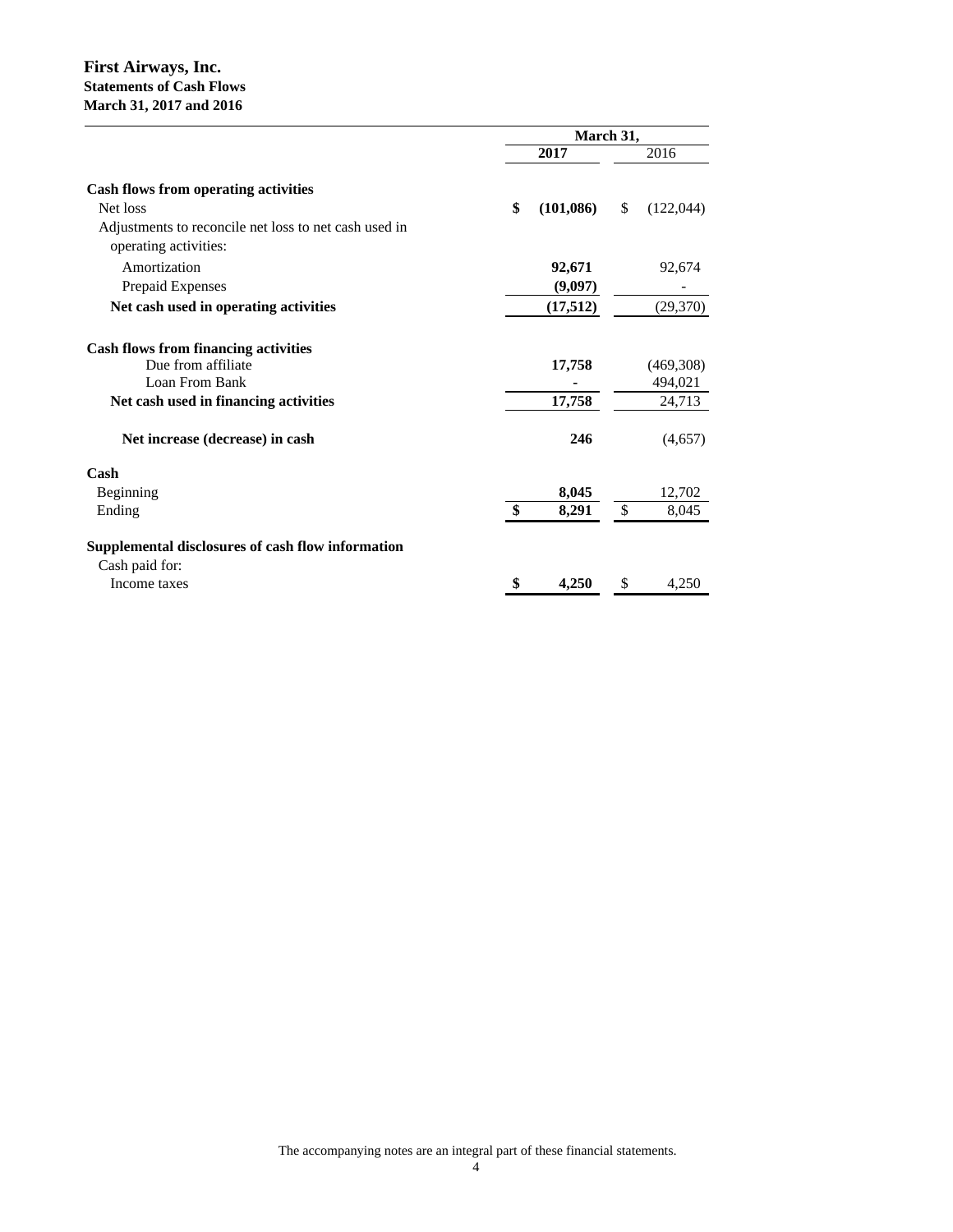# First Airways, Inc.
## Statements of Cash Flows
## March 31, 2017 and 2016

| | March 31, | |
|---|---|---|
| | **2017** | 2016 |
| **Cash flows from operating activities** | | |
| Net loss | **$ (101,086)** | $ (122,044) |
| Adjustments to reconcile net loss to net cash used in operating activities: | | |
| Amortization | **92,671** | 92,674 |
| Prepaid Expenses | **(9,097)** | - |
| **Net cash used in operating activities** | **(17,512)** | (29,370) |
| **Cash flows from financing activities** | | |
| Due from affiliate | **17,758** | (469,308) |
| Loan From Bank | **-** | 494,021 |
| **Net cash used in financing activities** | **17,758** | 24,713 |
| **Net increase (decrease) in cash** | **246** | (4,657) |
| **Cash** | | |
| Beginning | **8,045** | 12,702 |
| Ending | **$ 8,291** | $ 8,045 |
| **Supplemental disclosures of cash flow information** | | |
| Cash paid for: | | |
| Income taxes | **$ 4,250** | $ 4,250 |

The accompanying notes are an integral part of these financial statements.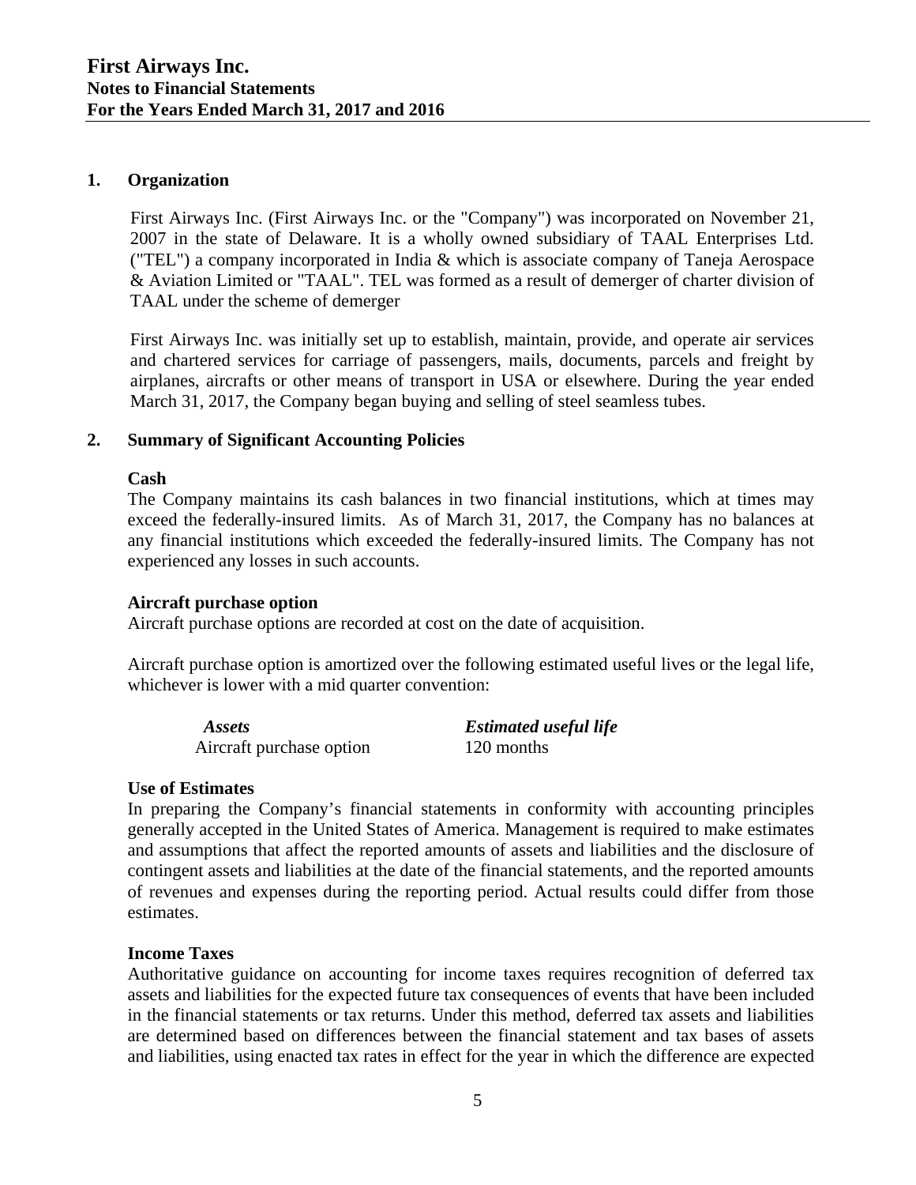# First Airways Inc.
## Notes to Financial Statements
## For the Years Ended March 31, 2017 and 2016

### 1. Organization

First Airways Inc. (First Airways Inc. or the "Company") was incorporated on November 21, 2007 in the state of Delaware. It is a wholly owned subsidiary of TAAL Enterprises Ltd. ("TEL") a company incorporated in India & which is associate company of Taneja Aerospace & Aviation Limited or "TAAL". TEL was formed as a result of demerger of charter division of TAAL under the scheme of demerger

First Airways Inc. was initially set up to establish, maintain, provide, and operate air services and chartered services for carriage of passengers, mails, documents, parcels and freight by airplanes, aircrafts or other means of transport in USA or elsewhere. During the year ended March 31, 2017, the Company began buying and selling of steel seamless tubes.

### 2. Summary of Significant Accounting Policies

**Cash**

The Company maintains its cash balances in two financial institutions, which at times may exceed the federally-insured limits. As of March 31, 2017, the Company has no balances at any financial institutions which exceeded the federally-insured limits. The Company has not experienced any losses in such accounts.

**Aircraft purchase option**

Aircraft purchase options are recorded at cost on the date of acquisition.

Aircraft purchase option is amortized over the following estimated useful lives or the legal life, whichever is lower with a mid quarter convention:

| *Assets* | *Estimated useful life* |
|---|---|
| Aircraft purchase option | 120 months |

**Use of Estimates**

In preparing the Company's financial statements in conformity with accounting principles generally accepted in the United States of America. Management is required to make estimates and assumptions that affect the reported amounts of assets and liabilities and the disclosure of contingent assets and liabilities at the date of the financial statements, and the reported amounts of revenues and expenses during the reporting period. Actual results could differ from those estimates.

**Income Taxes**

Authoritative guidance on accounting for income taxes requires recognition of deferred tax assets and liabilities for the expected future tax consequences of events that have been included in the financial statements or tax returns. Under this method, deferred tax assets and liabilities are determined based on differences between the financial statement and tax bases of assets and liabilities, using enacted tax rates in effect for the year in which the difference are expected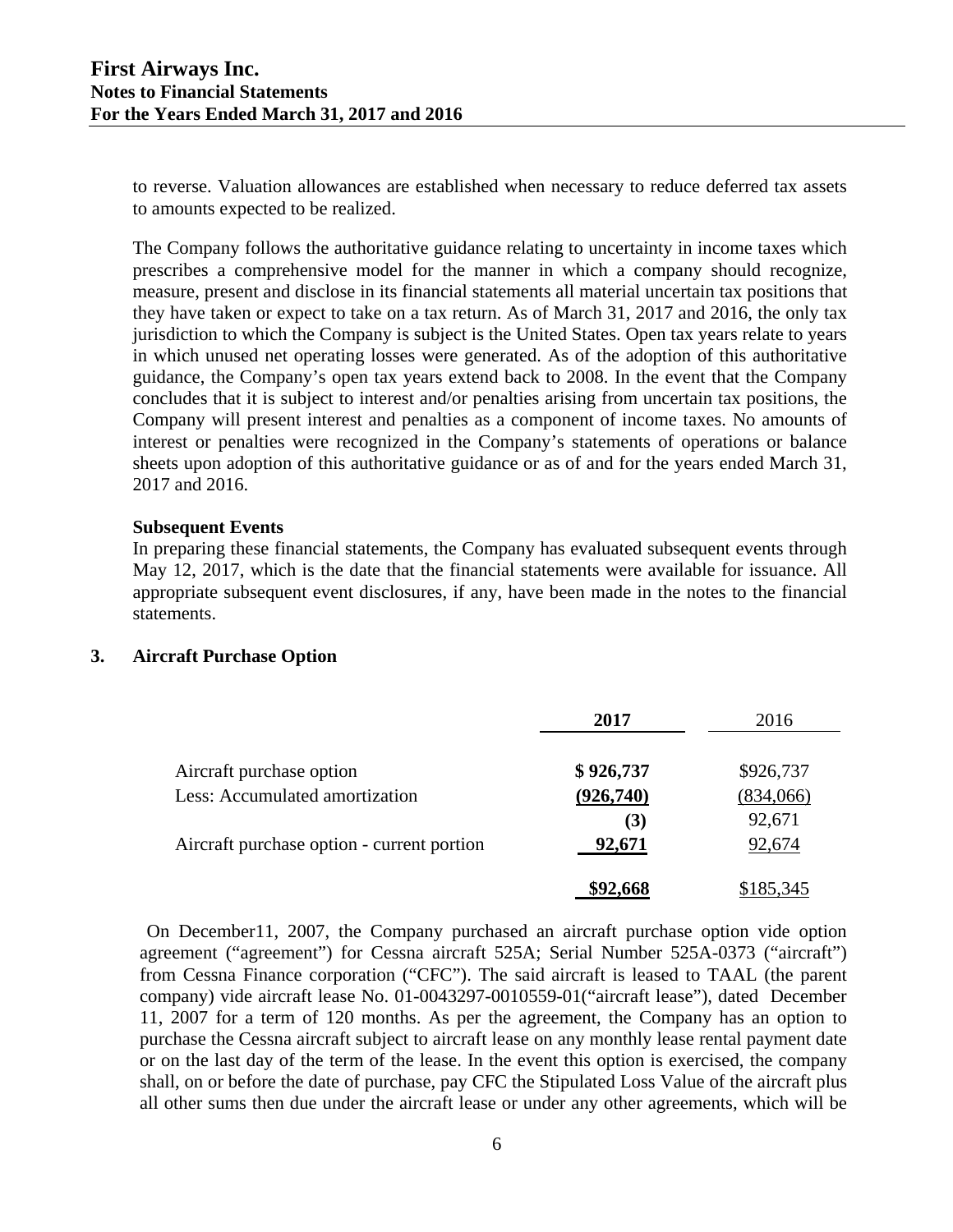to reverse. Valuation allowances are established when necessary to reduce deferred tax assets to amounts expected to be realized.

The Company follows the authoritative guidance relating to uncertainty in income taxes which prescribes a comprehensive model for the manner in which a company should recognize, measure, present and disclose in its financial statements all material uncertain tax positions that they have taken or expect to take on a tax return. As of March 31, 2017 and 2016, the only tax jurisdiction to which the Company is subject is the United States. Open tax years relate to years in which unused net operating losses were generated. As of the adoption of this authoritative guidance, the Company's open tax years extend back to 2008. In the event that the Company concludes that it is subject to interest and/or penalties arising from uncertain tax positions, the Company will present interest and penalties as a component of income taxes. No amounts of interest or penalties were recognized in the Company's statements of operations or balance sheets upon adoption of this authoritative guidance or as of and for the years ended March 31, 2017 and 2016.

**Subsequent Events**

In preparing these financial statements, the Company has evaluated subsequent events through May 12, 2017, which is the date that the financial statements were available for issuance. All appropriate subsequent event disclosures, if any, have been made in the notes to the financial statements.

## 3. Aircraft Purchase Option

| | **2017** | 2016 |
|---|---|---|
| Aircraft purchase option | **$ 926,737** | $926,737 |
| Less: Accumulated amortization | **(926,740)** | (834,066) |
| | **(3)** | 92,671 |
| Aircraft purchase option - current portion | **92,671** | 92,674 |
| | **$92,668** | $185,345 |

On December11, 2007, the Company purchased an aircraft purchase option vide option agreement ("agreement") for Cessna aircraft 525A; Serial Number 525A-0373 ("aircraft") from Cessna Finance corporation ("CFC"). The said aircraft is leased to TAAL (the parent company) vide aircraft lease No. 01-0043297-0010559-01("aircraft lease"), dated December 11, 2007 for a term of 120 months. As per the agreement, the Company has an option to purchase the Cessna aircraft subject to aircraft lease on any monthly lease rental payment date or on the last day of the term of the lease. In the event this option is exercised, the company shall, on or before the date of purchase, pay CFC the Stipulated Loss Value of the aircraft plus all other sums then due under the aircraft lease or under any other agreements, which will be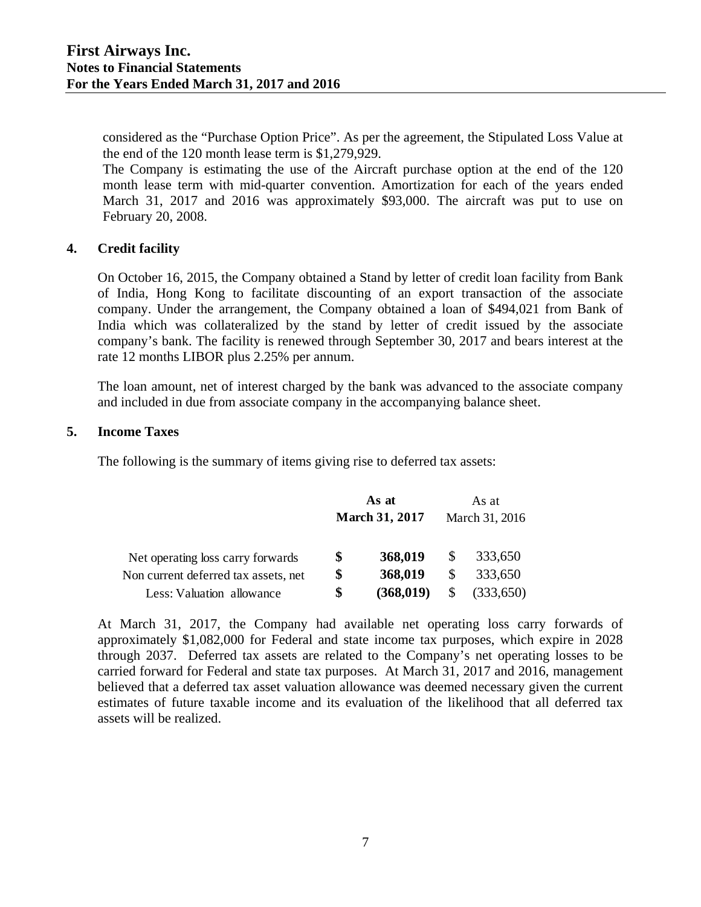considered as the "Purchase Option Price". As per the agreement, the Stipulated Loss Value at the end of the 120 month lease term is $1,279,929.

The Company is estimating the use of the Aircraft purchase option at the end of the 120 month lease term with mid-quarter convention. Amortization for each of the years ended March 31, 2017 and 2016 was approximately $93,000. The aircraft was put to use on February 20, 2008.

## 4. Credit facility

On October 16, 2015, the Company obtained a Stand by letter of credit loan facility from Bank of India, Hong Kong to facilitate discounting of an export transaction of the associate company. Under the arrangement, the Company obtained a loan of $494,021 from Bank of India which was collateralized by the stand by letter of credit issued by the associate company's bank. The facility is renewed through September 30, 2017 and bears interest at the rate 12 months LIBOR plus 2.25% per annum.

The loan amount, net of interest charged by the bank was advanced to the associate company and included in due from associate company in the accompanying balance sheet.

## 5. Income Taxes

The following is the summary of items giving rise to deferred tax assets:

| | **As at March 31, 2017** | As at March 31, 2016 |
|---|---|---|
| Net operating loss carry forwards | **$ 368,019** | $ 333,650 |
| Non current deferred tax assets, net | **$ 368,019** | $ 333,650 |
| Less: Valuation allowance | **$ (368,019)** | $ (333,650) |

At March 31, 2017, the Company had available net operating loss carry forwards of approximately $1,082,000 for Federal and state income tax purposes, which expire in 2028 through 2037. Deferred tax assets are related to the Company's net operating losses to be carried forward for Federal and state tax purposes. At March 31, 2017 and 2016, management believed that a deferred tax asset valuation allowance was deemed necessary given the current estimates of future taxable income and its evaluation of the likelihood that all deferred tax assets will be realized.